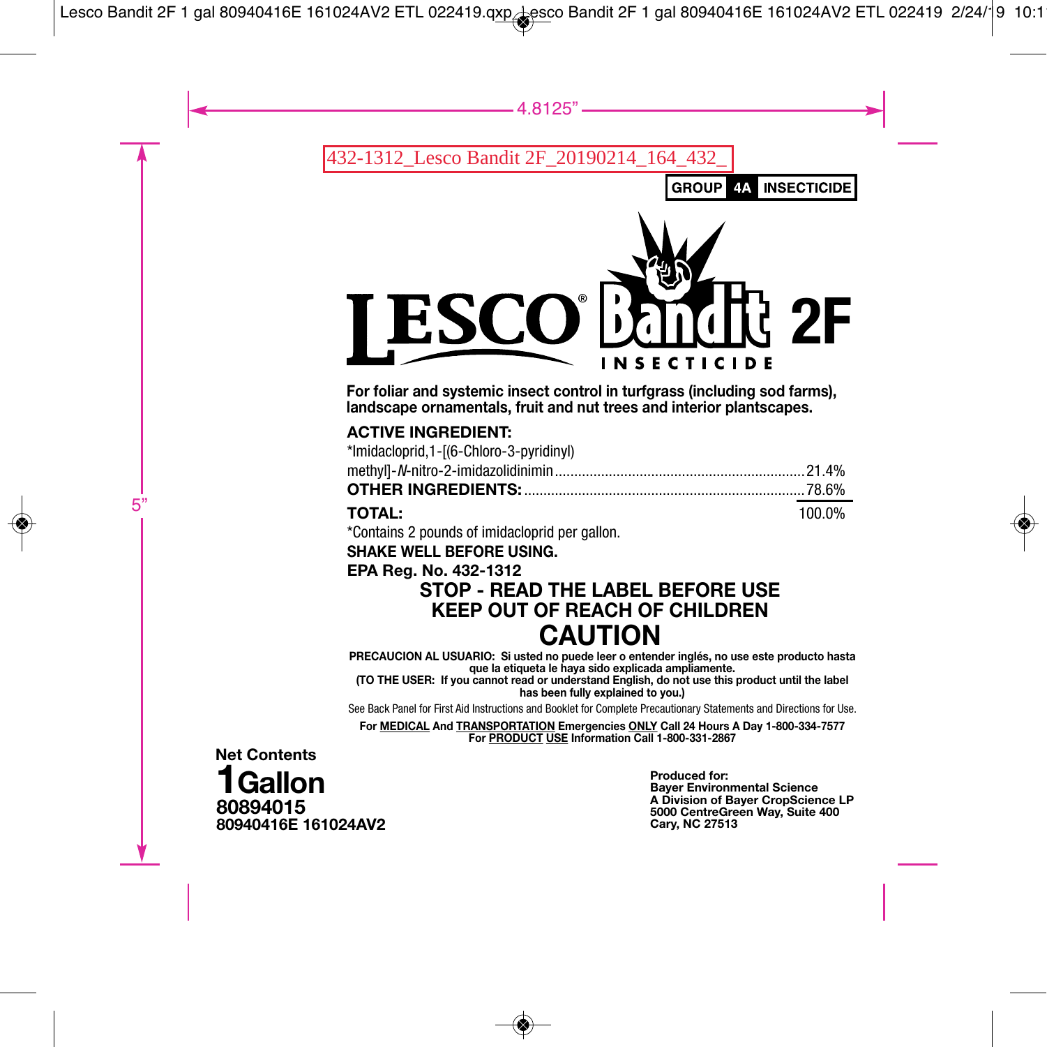432-1312_Lesco Bandit 2F_20190214_164_432_

**GROUP 4A INSECTICIDE**

# LESCO® Bandit 2F

**INSECTICIDE**

**For foliar and systemic insect control in turfgrass (including sod farms), landscape ornamentals, fruit and nut trees and interior plantscapes.**

**ACTIVE INGREDIENT:**

| | |
|---|---|
| *Imidacloprid,1-[(6-Chloro-3-pyridinyl) methyl]-*N*-nitro-2-imidazolidinimin | 21.4% |
| **OTHER INGREDIENTS:** | 78.6% |
| **TOTAL:** | 100.0% |

*Contains 2 pounds of imidacloprid per gallon.

**SHAKE WELL BEFORE USING.**

**EPA Reg. No. 432-1312**

## STOP - READ THE LABEL BEFORE USE
## KEEP OUT OF REACH OF CHILDREN
# CAUTION

**PRECAUCION AL USUARIO: Si usted no puede leer o entender inglés, no use este producto hasta que la etiqueta le haya sido explicada ampliamente.**
**(TO THE USER: If you cannot read or understand English, do not use this product until the label has been fully explained to you.)**

See Back Panel for First Aid Instructions and Booklet for Complete Precautionary Statements and Directions for Use.

**For MEDICAL And TRANSPORTATION Emergencies ONLY Call 24 Hours A Day 1-800-334-7577**
**For PRODUCT USE Information Call 1-800-331-2867**

**Net Contents**
**1 Gallon**
**80894015**
**80940416E 161024AV2**

**Produced for:**
**Bayer Environmental Science**
**A Division of Bayer CropScience LP**
**5000 CentreGreen Way, Suite 400**
**Cary, NC 27513**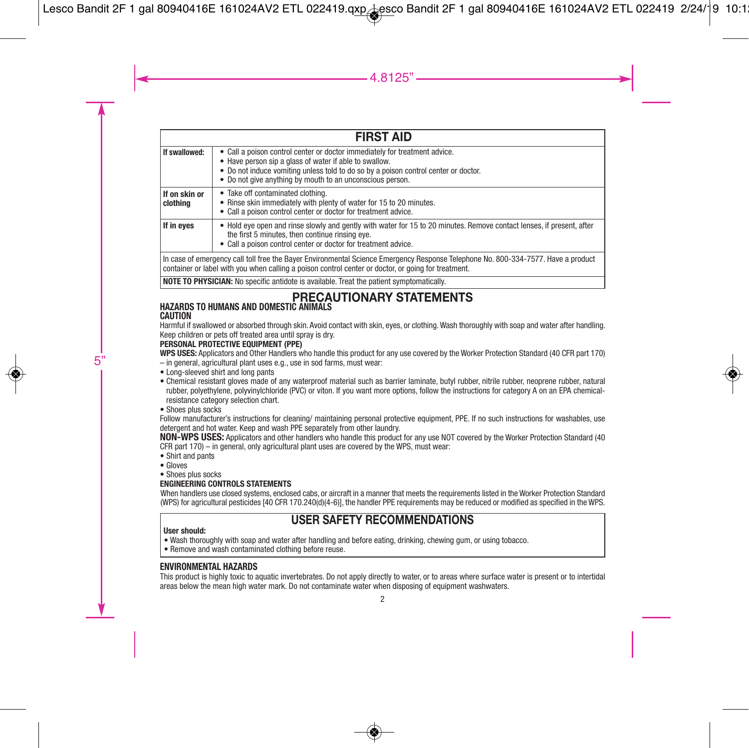## FIRST AID

| | |
|---|---|
| **If swallowed:** | • Call a poison control center or doctor immediately for treatment advice.<br>• Have person sip a glass of water if able to swallow.<br>• Do not induce vomiting unless told to do so by a poison control center or doctor.<br>• Do not give anything by mouth to an unconscious person. |
| **If on skin or clothing** | • Take off contaminated clothing.<br>• Rinse skin immediately with plenty of water for 15 to 20 minutes.<br>• Call a poison control center or doctor for treatment advice. |
| **If in eyes** | • Hold eye open and rinse slowly and gently with water for 15 to 20 minutes. Remove contact lenses, if present, after the first 5 minutes, then continue rinsing eye.<br>• Call a poison control center or doctor for treatment advice. |
| In case of emergency call toll free the Bayer Environmental Science Emergency Response Telephone No. 800-334-7577. Have a product container or label with you when calling a poison control center or doctor, or going for treatment. | |
| **NOTE TO PHYSICIAN:** No specific antidote is available. Treat the patient symptomatically. | |

## PRECAUTIONARY STATEMENTS

### HAZARDS TO HUMANS AND DOMESTIC ANIMALS

**CAUTION**

Harmful if swallowed or absorbed through skin. Avoid contact with skin, eyes, or clothing. Wash thoroughly with soap and water after handling. Keep children or pets off treated area until spray is dry.

**PERSONAL PROTECTIVE EQUIPMENT (PPE)**

**WPS USES:** Applicators and Other Handlers who handle this product for any use covered by the Worker Protection Standard (40 CFR part 170) – in general, agricultural plant uses e.g., use in sod farms, must wear:

- Long-sleeved shirt and long pants
- Chemical resistant gloves made of any waterproof material such as barrier laminate, butyl rubber, nitrile rubber, neoprene rubber, natural rubber, polyethylene, polyvinylchloride (PVC) or viton. If you want more options, follow the instructions for category A on an EPA chemical-resistance category selection chart.
- Shoes plus socks

Follow manufacturer's instructions for cleaning/ maintaining personal protective equipment, PPE. If no such instructions for washables, use detergent and hot water. Keep and wash PPE separately from other laundry.

**NON-WPS USES:** Applicators and other handlers who handle this product for any use NOT covered by the Worker Protection Standard (40 CFR part 170) – in general, only agricultural plant uses are covered by the WPS, must wear:

- Shirt and pants
- Gloves
- Shoes plus socks

**ENGINEERING CONTROLS STATEMENTS**

When handlers use closed systems, enclosed cabs, or aircraft in a manner that meets the requirements listed in the Worker Protection Standard (WPS) for agricultural pesticides [40 CFR 170.240(d)(4-6)], the handler PPE requirements may be reduced or modified as specified in the WPS.

## USER SAFETY RECOMMENDATIONS

**User should:**

- Wash thoroughly with soap and water after handling and before eating, drinking, chewing gum, or using tobacco.
- Remove and wash contaminated clothing before reuse.

### ENVIRONMENTAL HAZARDS

This product is highly toxic to aquatic invertebrates. Do not apply directly to water, or to areas where surface water is present or to intertidal areas below the mean high water mark. Do not contaminate water when disposing of equipment washwaters.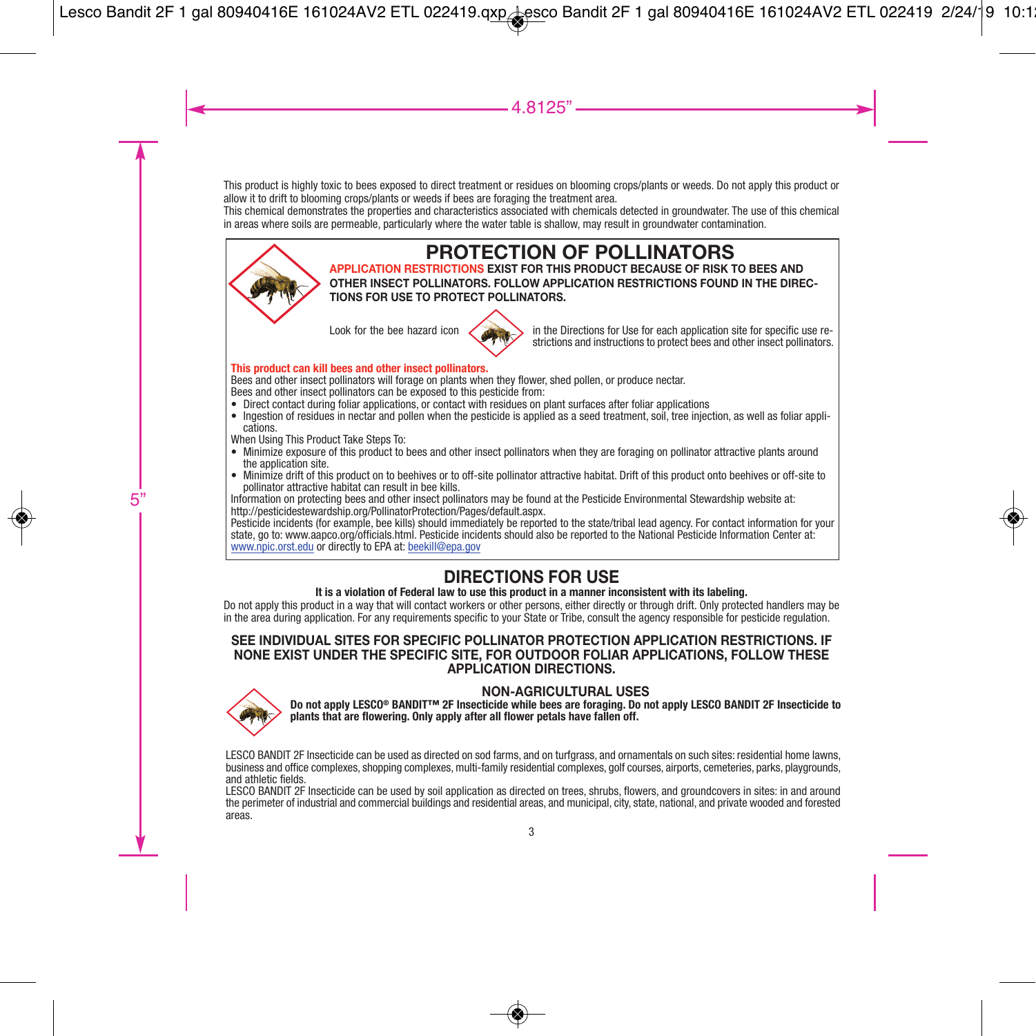This product is highly toxic to bees exposed to direct treatment or residues on blooming crops/plants or weeds. Do not apply this product or allow it to drift to blooming crops/plants or weeds if bees are foraging the treatment area.

This chemical demonstrates the properties and characteristics associated with chemicals detected in groundwater. The use of this chemical in areas where soils are permeable, particularly where the water table is shallow, may result in groundwater contamination.

## PROTECTION OF POLLINATORS

**APPLICATION RESTRICTIONS EXIST FOR THIS PRODUCT BECAUSE OF RISK TO BEES AND OTHER INSECT POLLINATORS. FOLLOW APPLICATION RESTRICTIONS FOUND IN THE DIRECTIONS FOR USE TO PROTECT POLLINATORS.**

Look for the bee hazard icon in the Directions for Use for each application site for specific use restrictions and instructions to protect bees and other insect pollinators.

**This product can kill bees and other insect pollinators.**

Bees and other insect pollinators will forage on plants when they flower, shed pollen, or produce nectar.

Bees and other insect pollinators can be exposed to this pesticide from:

- Direct contact during foliar applications, or contact with residues on plant surfaces after foliar applications
- Ingestion of residues in nectar and pollen when the pesticide is applied as a seed treatment, soil, tree injection, as well as foliar applications.

When Using This Product Take Steps To:

- Minimize exposure of this product to bees and other insect pollinators when they are foraging on pollinator attractive plants around the application site.
- Minimize drift of this product on to beehives or to off-site pollinator attractive habitat. Drift of this product onto beehives or off-site to pollinator attractive habitat can result in bee kills.

Information on protecting bees and other insect pollinators may be found at the Pesticide Environmental Stewardship website at: http://pesticidestewardship.org/PollinatorProtection/Pages/default.aspx.

Pesticide incidents (for example, bee kills) should immediately be reported to the state/tribal lead agency. For contact information for your state, go to: www.aapco.org/officials.html. Pesticide incidents should also be reported to the National Pesticide Information Center at: www.npic.orst.edu or directly to EPA at: beekill@epa.gov

## DIRECTIONS FOR USE

**It is a violation of Federal law to use this product in a manner inconsistent with its labeling.**

Do not apply this product in a way that will contact workers or other persons, either directly or through drift. Only protected handlers may be in the area during application. For any requirements specific to your State or Tribe, consult the agency responsible for pesticide regulation.

**SEE INDIVIDUAL SITES FOR SPECIFIC POLLINATOR PROTECTION APPLICATION RESTRICTIONS. IF NONE EXIST UNDER THE SPECIFIC SITE, FOR OUTDOOR FOLIAR APPLICATIONS, FOLLOW THESE APPLICATION DIRECTIONS.**

### NON-AGRICULTURAL USES

**Do not apply LESCO® BANDIT™ 2F Insecticide while bees are foraging. Do not apply LESCO BANDIT 2F Insecticide to plants that are flowering. Only apply after all flower petals have fallen off.**

LESCO BANDIT 2F Insecticide can be used as directed on sod farms, and on turfgrass, and ornamentals on such sites: residential home lawns, business and office complexes, shopping complexes, multi-family residential complexes, golf courses, airports, cemeteries, parks, playgrounds, and athletic fields.

LESCO BANDIT 2F Insecticide can be used by soil application as directed on trees, shrubs, flowers, and groundcovers in sites: in and around the perimeter of industrial and commercial buildings and residential areas, and municipal, city, state, national, and private wooded and forested areas.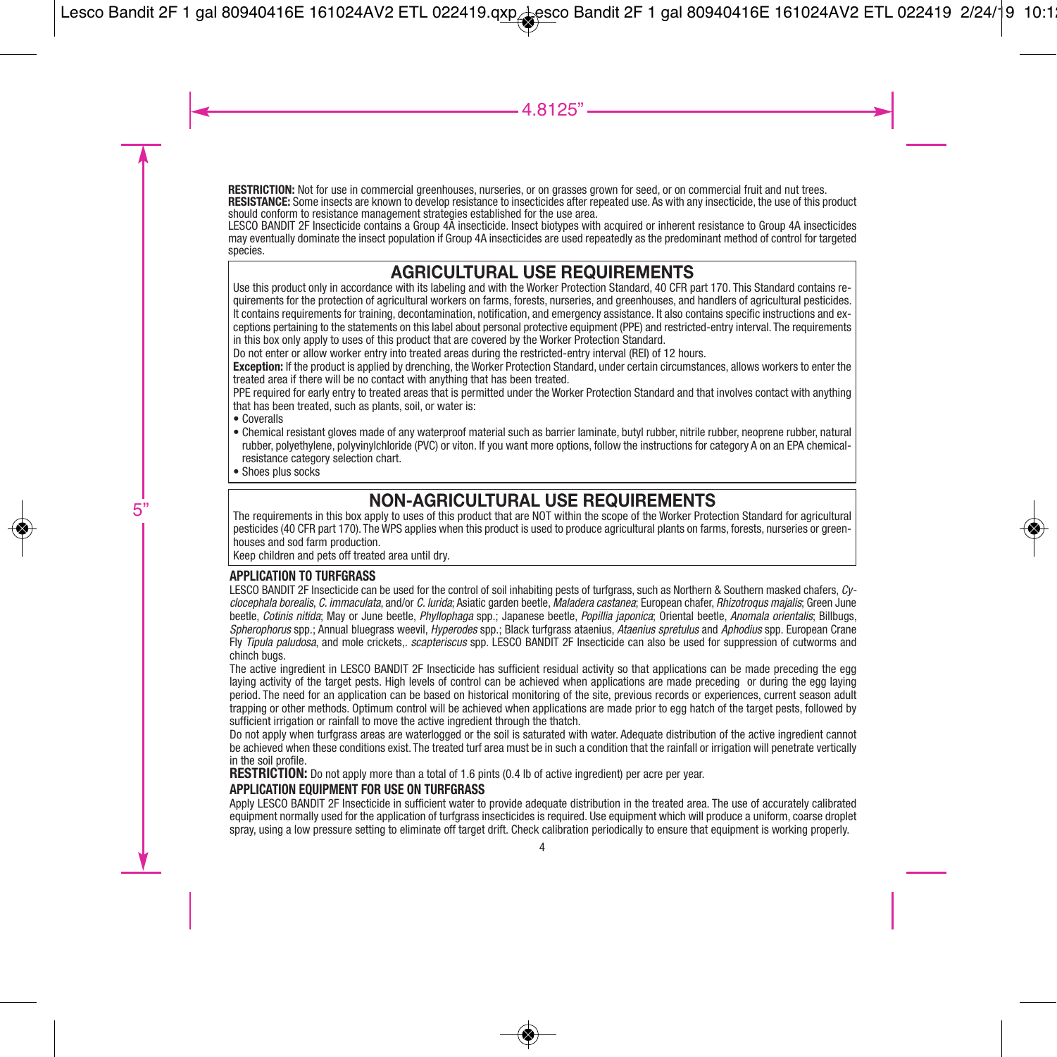**RESTRICTION:** Not for use in commercial greenhouses, nurseries, or on grasses grown for seed, or on commercial fruit and nut trees.

**RESISTANCE:** Some insects are known to develop resistance to insecticides after repeated use. As with any insecticide, the use of this product should conform to resistance management strategies established for the use area.

LESCO BANDIT 2F Insecticide contains a Group 4A insecticide. Insect biotypes with acquired or inherent resistance to Group 4A insecticides may eventually dominate the insect population if Group 4A insecticides are used repeatedly as the predominant method of control for targeted species.

## AGRICULTURAL USE REQUIREMENTS

Use this product only in accordance with its labeling and with the Worker Protection Standard, 40 CFR part 170. This Standard contains requirements for the protection of agricultural workers on farms, forests, nurseries, and greenhouses, and handlers of agricultural pesticides. It contains requirements for training, decontamination, notification, and emergency assistance. It also contains specific instructions and exceptions pertaining to the statements on this label about personal protective equipment (PPE) and restricted-entry interval. The requirements in this box only apply to uses of this product that are covered by the Worker Protection Standard.

Do not enter or allow worker entry into treated areas during the restricted-entry interval (REI) of 12 hours.

**Exception:** If the product is applied by drenching, the Worker Protection Standard, under certain circumstances, allows workers to enter the treated area if there will be no contact with anything that has been treated.

PPE required for early entry to treated areas that is permitted under the Worker Protection Standard and that involves contact with anything that has been treated, such as plants, soil, or water is:

- Coveralls
- Chemical resistant gloves made of any waterproof material such as barrier laminate, butyl rubber, nitrile rubber, neoprene rubber, natural rubber, polyethylene, polyvinylchloride (PVC) or viton. If you want more options, follow the instructions for category A on an EPA chemical-resistance category selection chart.
- Shoes plus socks

## NON-AGRICULTURAL USE REQUIREMENTS

The requirements in this box apply to uses of this product that are NOT within the scope of the Worker Protection Standard for agricultural pesticides (40 CFR part 170). The WPS applies when this product is used to produce agricultural plants on farms, forests, nurseries or greenhouses and sod farm production.

Keep children and pets off treated area until dry.

### APPLICATION TO TURFGRASS

LESCO BANDIT 2F Insecticide can be used for the control of soil inhabiting pests of turfgrass, such as Northern & Southern masked chafers, *Cyclocephala borealis*, *C. immaculata*, and/or *C. lurida*; Asiatic garden beetle, *Maladera castanea*; European chafer, *Rhizotroqus majalis*; Green June beetle, *Cotinis nitida*; May or June beetle, *Phyllophaga* spp.; Japanese beetle, *Popillia japonica*; Oriental beetle, *Anomala orientalis*; Billbugs, *Spherophorus* spp.; Annual bluegrass weevil, *Hyperodes* spp.; Black turfgrass ataenius, *Ataenius spretulus* and *Aphodius* spp. European Crane Fly *Tipula paludosa*, and mole crickets,. *scapteriscus* spp. LESCO BANDIT 2F Insecticide can also be used for suppression of cutworms and chinch bugs.

The active ingredient in LESCO BANDIT 2F Insecticide has sufficient residual activity so that applications can be made preceding the egg laying activity of the target pests. High levels of control can be achieved when applications are made preceding or during the egg laying period. The need for an application can be based on historical monitoring of the site, previous records or experiences, current season adult trapping or other methods. Optimum control will be achieved when applications are made prior to egg hatch of the target pests, followed by sufficient irrigation or rainfall to move the active ingredient through the thatch.

Do not apply when turfgrass areas are waterlogged or the soil is saturated with water. Adequate distribution of the active ingredient cannot be achieved when these conditions exist. The treated turf area must be in such a condition that the rainfall or irrigation will penetrate vertically in the soil profile.

**RESTRICTION:** Do not apply more than a total of 1.6 pints (0.4 lb of active ingredient) per acre per year.

### APPLICATION EQUIPMENT FOR USE ON TURFGRASS

Apply LESCO BANDIT 2F Insecticide in sufficient water to provide adequate distribution in the treated area. The use of accurately calibrated equipment normally used for the application of turfgrass insecticides is required. Use equipment which will produce a uniform, coarse droplet spray, using a low pressure setting to eliminate off target drift. Check calibration periodically to ensure that equipment is working properly.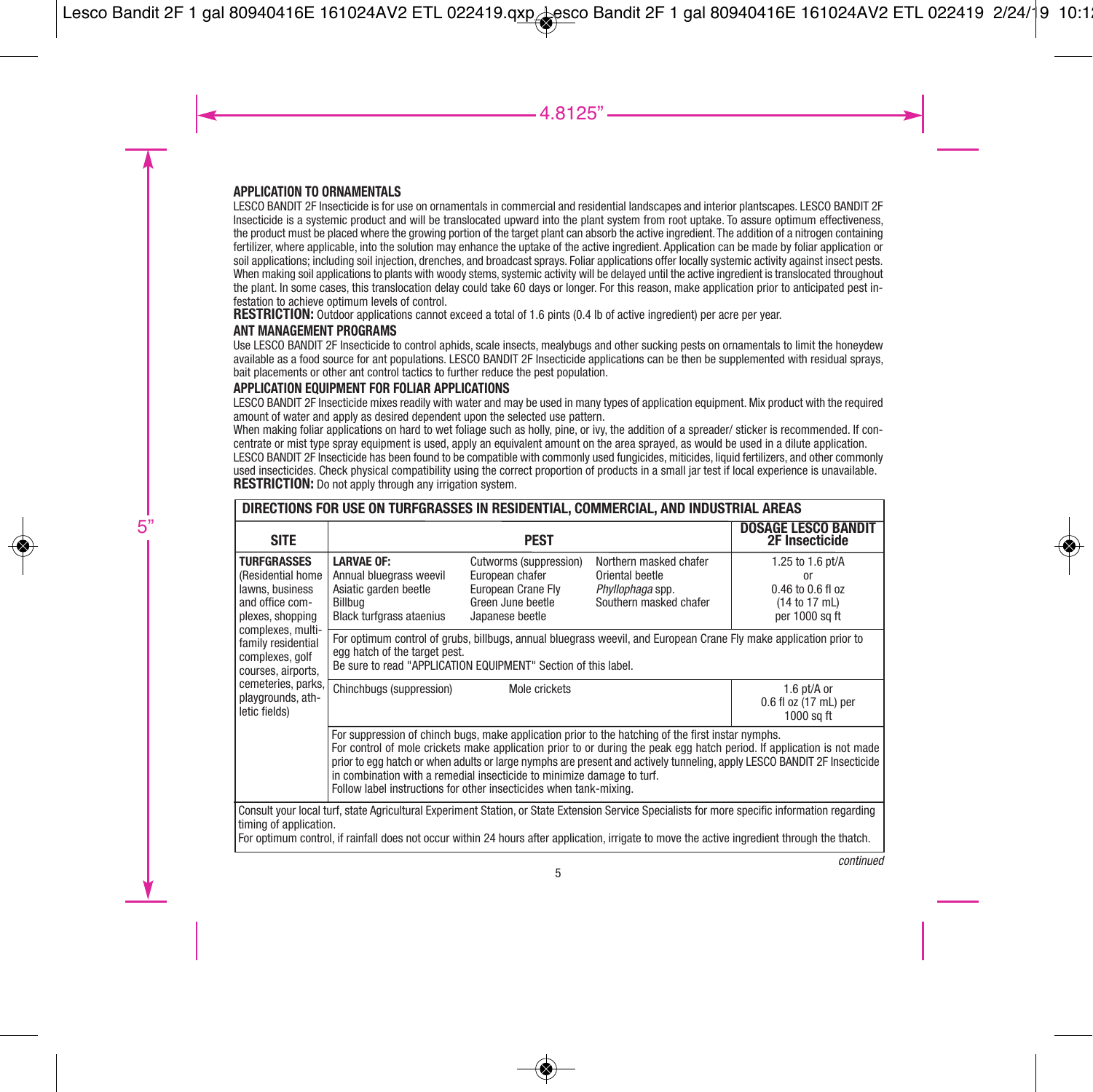### APPLICATION TO ORNAMENTALS

LESCO BANDIT 2F Insecticide is for use on ornamentals in commercial and residential landscapes and interior plantscapes. LESCO BANDIT 2F Insecticide is a systemic product and will be translocated upward into the plant system from root uptake. To assure optimum effectiveness, the product must be placed where the growing portion of the target plant can absorb the active ingredient. The addition of a nitrogen containing fertilizer, where applicable, into the solution may enhance the uptake of the active ingredient. Application can be made by foliar application or soil applications; including soil injection, drenches, and broadcast sprays. Foliar applications offer locally systemic activity against insect pests. When making soil applications to plants with woody stems, systemic activity will be delayed until the active ingredient is translocated throughout the plant. In some cases, this translocation delay could take 60 days or longer. For this reason, make application prior to anticipated pest infestation to achieve optimum levels of control.

**RESTRICTION:** Outdoor applications cannot exceed a total of 1.6 pints (0.4 lb of active ingredient) per acre per year.

### ANT MANAGEMENT PROGRAMS

Use LESCO BANDIT 2F Insecticide to control aphids, scale insects, mealybugs and other sucking pests on ornamentals to limit the honeydew available as a food source for ant populations. LESCO BANDIT 2F Insecticide applications can be then be supplemented with residual sprays, bait placements or other ant control tactics to further reduce the pest population.

### APPLICATION EQUIPMENT FOR FOLIAR APPLICATIONS

LESCO BANDIT 2F Insecticide mixes readily with water and may be used in many types of application equipment. Mix product with the required amount of water and apply as desired dependent upon the selected use pattern.

When making foliar applications on hard to wet foliage such as holly, pine, or ivy, the addition of a spreader/ sticker is recommended. If concentrate or mist type spray equipment is used, apply an equivalent amount on the area sprayed, as would be used in a dilute application.

LESCO BANDIT 2F Insecticide has been found to be compatible with commonly used fungicides, miticides, liquid fertilizers, and other commonly used insecticides. Check physical compatibility using the correct proportion of products in a small jar test if local experience is unavailable.

**RESTRICTION:** Do not apply through any irrigation system.

**DIRECTIONS FOR USE ON TURFGRASSES IN RESIDENTIAL, COMMERCIAL, AND INDUSTRIAL AREAS**

| SITE | PEST | DOSAGE LESCO BANDIT 2F Insecticide |
|---|---|---|
| **TURFGRASSES** (Residential home lawns, business and office complexes, shopping complexes, multi-family residential complexes, golf courses, airports, cemeteries, parks, playgrounds, athletic fields) | **LARVAE OF:** Annual bluegrass weevil, Asiatic garden beetle, Billbug, Black turfgrass ataenius, Cutworms (suppression), European chafer, European Crane Fly, Green June beetle, Japanese beetle, Northern masked chafer, Oriental beetle, *Phyllophaga* spp., Southern masked chafer | 1.25 to 1.6 pt/A or 0.46 to 0.6 fl oz (14 to 17 mL) per 1000 sq ft |
| | For optimum control of grubs, billbugs, annual bluegrass weevil, and European Crane Fly make application prior to egg hatch of the target pest. Be sure to read "APPLICATION EQUIPMENT" Section of this label. | |
| | Chinchbugs (suppression), Mole crickets | 1.6 pt/A or 0.6 fl oz (17 mL) per 1000 sq ft |
| | For suppression of chinch bugs, make application prior to the hatching of the first instar nymphs. For control of mole crickets make application prior to or during the peak egg hatch period. If application is not made prior to egg hatch or when adults or large nymphs are present and actively tunneling, apply LESCO BANDIT 2F Insecticide in combination with a remedial insecticide to minimize damage to turf. Follow label instructions for other insecticides when tank-mixing. | |

Consult your local turf, state Agricultural Experiment Station, or State Extension Service Specialists for more specific information regarding timing of application.
For optimum control, if rainfall does not occur within 24 hours after application, irrigate to move the active ingredient through the thatch.

*continued*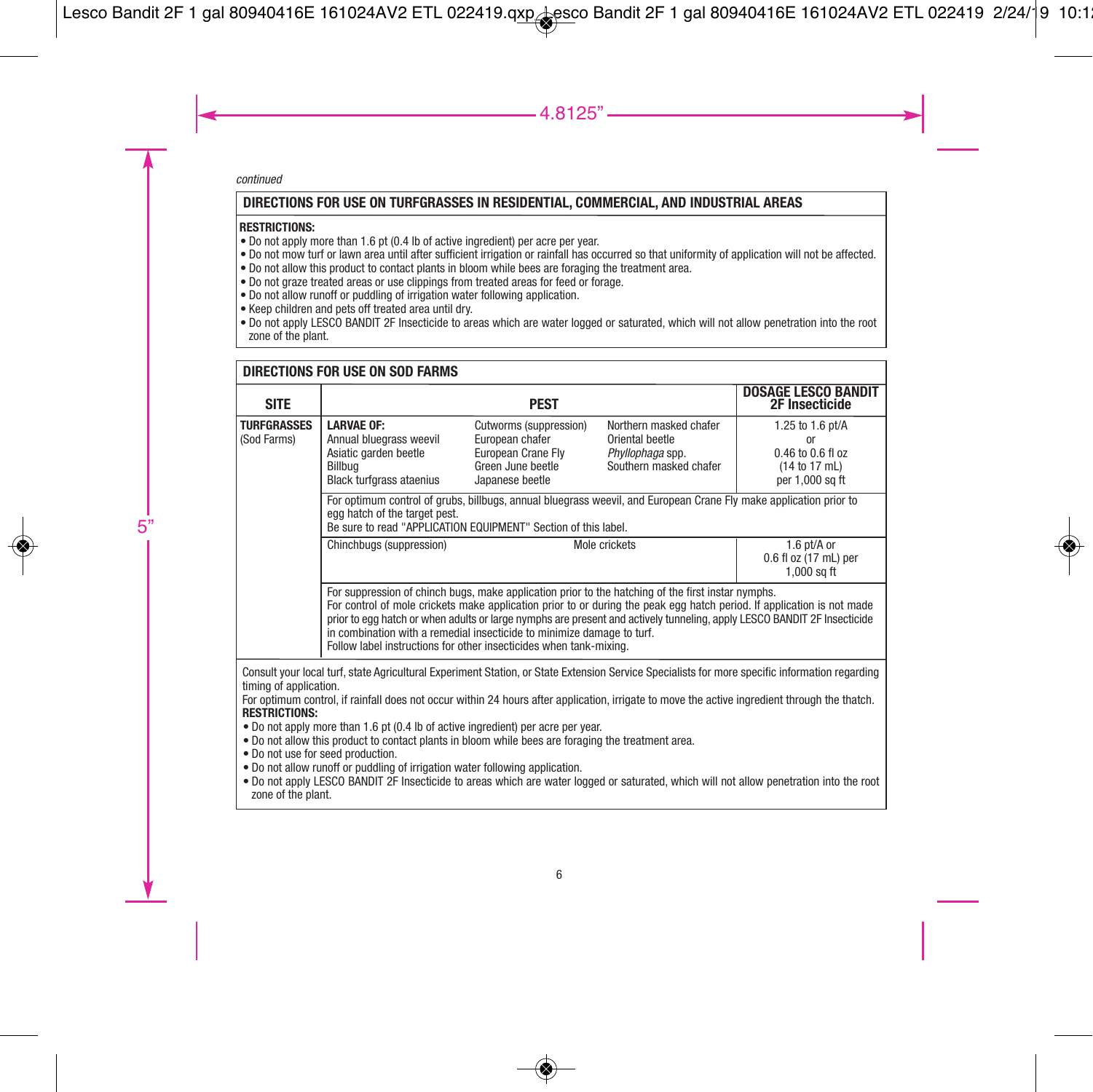*continued*

## DIRECTIONS FOR USE ON TURFGRASSES IN RESIDENTIAL, COMMERCIAL, AND INDUSTRIAL AREAS

**RESTRICTIONS:**

- Do not apply more than 1.6 pt (0.4 lb of active ingredient) per acre per year.
- Do not mow turf or lawn area until after sufficient irrigation or rainfall has occurred so that uniformity of application will not be affected.
- Do not allow this product to contact plants in bloom while bees are foraging the treatment area.
- Do not graze treated areas or use clippings from treated areas for feed or forage.
- Do not allow runoff or puddling of irrigation water following application.
- Keep children and pets off treated area until dry.
- Do not apply LESCO BANDIT 2F Insecticide to areas which are water logged or saturated, which will not allow penetration into the root zone of the plant.

## DIRECTIONS FOR USE ON SOD FARMS

| SITE | PEST | | | DOSAGE LESCO BANDIT 2F Insecticide |
|---|---|---|---|---|
| **TURFGRASSES** (Sod Farms) | **LARVAE OF:** Annual bluegrass weevil, Asiatic garden beetle, Billbug, Black turfgrass ataenius | Cutworms (suppression), European chafer, European Crane Fly, Green June beetle, Japanese beetle | Northern masked chafer, Oriental beetle, *Phyllophaga* spp., Southern masked chafer | 1.25 to 1.6 pt/A or 0.46 to 0.6 fl oz (14 to 17 mL) per 1,000 sq ft |
| | For optimum control of grubs, billbugs, annual bluegrass weevil, and European Crane Fly make application prior to egg hatch of the target pest. Be sure to read "APPLICATION EQUIPMENT" Section of this label. | | | |
| | Chinchbugs (suppression) | Mole crickets | | 1.6 pt/A or 0.6 fl oz (17 mL) per 1,000 sq ft |
| | For suppression of chinch bugs, make application prior to the hatching of the first instar nymphs. For control of mole crickets make application prior to or during the peak egg hatch period. If application is not made prior to egg hatch or when adults or large nymphs are present and actively tunneling, apply LESCO BANDIT 2F Insecticide in combination with a remedial insecticide to minimize damage to turf. Follow label instructions for other insecticides when tank-mixing. | | | |

Consult your local turf, state Agricultural Experiment Station, or State Extension Service Specialists for more specific information regarding timing of application.

For optimum control, if rainfall does not occur within 24 hours after application, irrigate to move the active ingredient through the thatch.

**RESTRICTIONS:**

- Do not apply more than 1.6 pt (0.4 lb of active ingredient) per acre per year.
- Do not allow this product to contact plants in bloom while bees are foraging the treatment area.
- Do not use for seed production.
- Do not allow runoff or puddling of irrigation water following application.
- Do not apply LESCO BANDIT 2F Insecticide to areas which are water logged or saturated, which will not allow penetration into the root zone of the plant.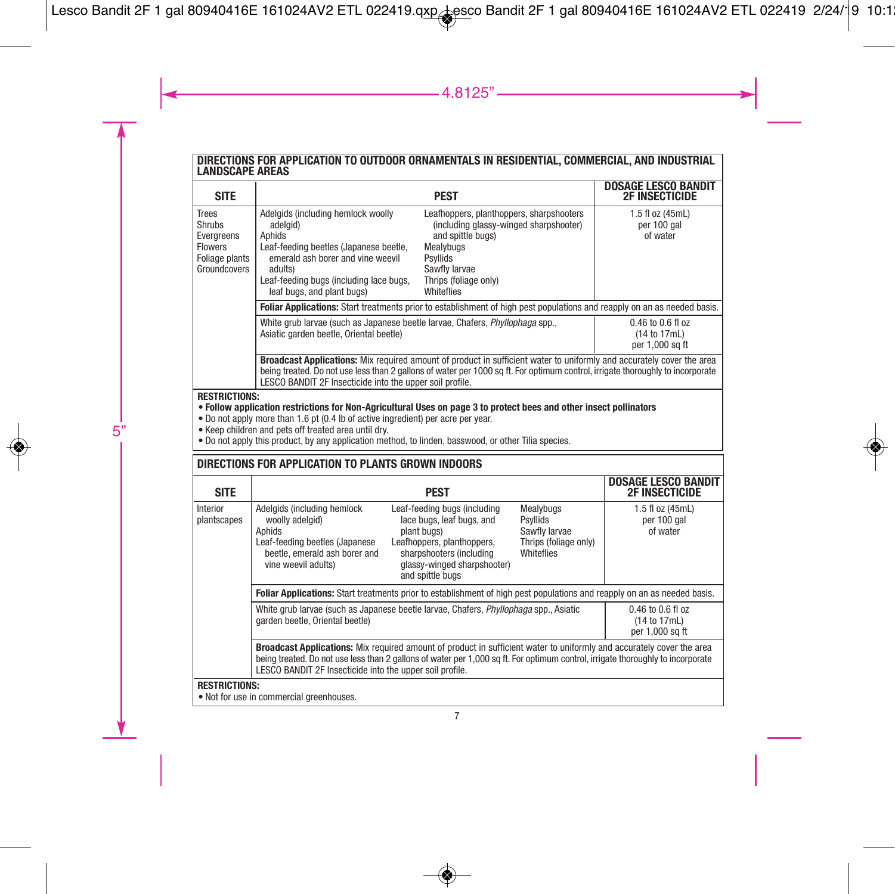## DIRECTIONS FOR APPLICATION TO OUTDOOR ORNAMENTALS IN RESIDENTIAL, COMMERCIAL, AND INDUSTRIAL LANDSCAPE AREAS

| SITE | PEST | | DOSAGE LESCO BANDIT 2F INSECTICIDE |
|---|---|---|---|
| Trees<br>Shrubs<br>Evergreens<br>Flowers<br>Foliage plants<br>Groundcovers | Adelgids (including hemlock woolly adelgid)<br>Aphids<br>Leaf-feeding beetles (Japanese beetle, emerald ash borer and vine weevil adults)<br>Leaf-feeding bugs (including lace bugs, leaf bugs, and plant bugs) | Leafhoppers, planthoppers, sharpshooters (including glassy-winged sharpshooter) and spittle bugs)<br>Mealybugs<br>Psyllids<br>Sawfly larvae<br>Thrips (foliage only)<br>Whiteflies | 1.5 fl oz (45mL) per 100 gal of water |
| | **Foliar Applications:** Start treatments prior to establishment of high pest populations and reapply on an as needed basis. | | |
| | White grub larvae (such as Japanese beetle larvae, Chafers, *Phyllophaga* spp., Asiatic garden beetle, Oriental beetle) | | 0.46 to 0.6 fl oz (14 to 17mL) per 1,000 sq ft |
| | **Broadcast Applications:** Mix required amount of product in sufficient water to uniformly and accurately cover the area being treated. Do not use less than 2 gallons of water per 1000 sq ft. For optimum control, irrigate thoroughly to incorporate LESCO BANDIT 2F Insecticide into the upper soil profile. | | |

**RESTRICTIONS:**

- **Follow application restrictions for Non-Agricultural Uses on page 3 to protect bees and other insect pollinators**
- Do not apply more than 1.6 pt (0.4 lb of active ingredient) per acre per year.
- Keep children and pets off treated area until dry.
- Do not apply this product, by any application method, to linden, basswood, or other Tilia species.

## DIRECTIONS FOR APPLICATION TO PLANTS GROWN INDOORS

| SITE | PEST | | | DOSAGE LESCO BANDIT 2F INSECTICIDE |
|---|---|---|---|---|
| Interior plantscapes | Adelgids (including hemlock woolly adelgid)<br>Aphids<br>Leaf-feeding beetles (Japanese beetle, emerald ash borer and vine weevil adults) | Leaf-feeding bugs (including lace bugs, leaf bugs, and plant bugs)<br>Leafhoppers, planthoppers, sharpshooters (including glassy-winged sharpshooter) and spittle bugs | Mealybugs<br>Psyllids<br>Sawfly larvae<br>Thrips (foliage only)<br>Whiteflies | 1.5 fl oz (45mL) per 100 gal of water |
| | **Foliar Applications:** Start treatments prior to establishment of high pest populations and reapply on an as needed basis. | | | |
| | White grub larvae (such as Japanese beetle larvae, Chafers, *Phyllophaga* spp., Asiatic garden beetle, Oriental beetle) | | | 0.46 to 0.6 fl oz (14 to 17mL) per 1,000 sq ft |
| | **Broadcast Applications:** Mix required amount of product in sufficient water to uniformly and accurately cover the area being treated. Do not use less than 2 gallons of water per 1,000 sq ft. For optimum control, irrigate thoroughly to incorporate LESCO BANDIT 2F Insecticide into the upper soil profile. | | | |

**RESTRICTIONS:**

- Not for use in commercial greenhouses.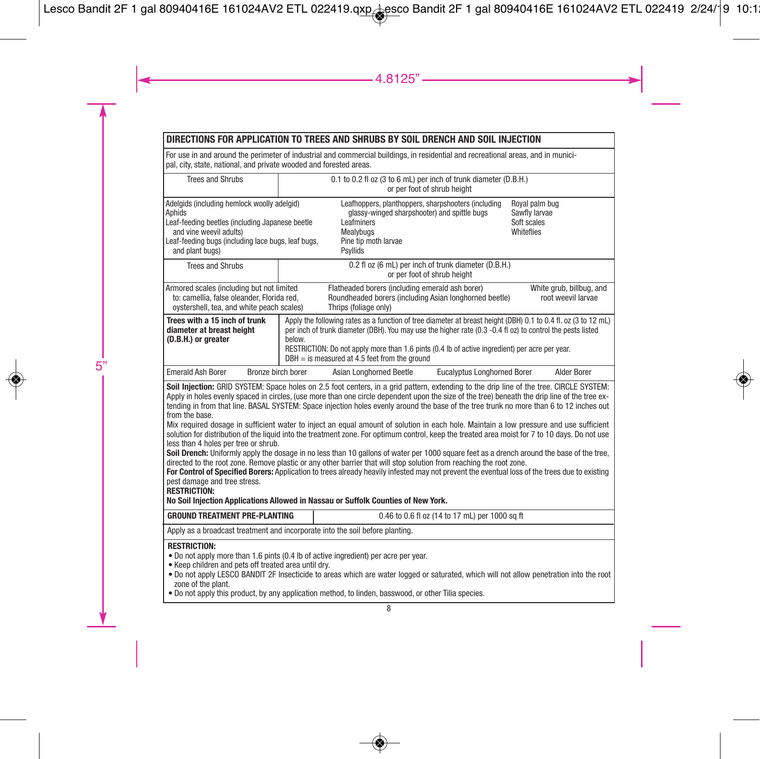## DIRECTIONS FOR APPLICATION TO TREES AND SHRUBS BY SOIL DRENCH AND SOIL INJECTION

For use in and around the perimeter of industrial and commercial buildings, in residential and recreational areas, and in municipal, city, state, national, and private wooded and forested areas.

| Trees and Shrubs | 0.1 to 0.2 fl oz (3 to 6 mL) per inch of trunk diameter (D.B.H.) or per foot of shrub height |
|---|---|

Adelgids (including hemlock woolly adelgid)
Aphids
Leaf-feeding beetles (including Japanese beetle and vine weevil adults)
Leaf-feeding bugs (including lace bugs, leaf bugs, and plant bugs)
Leafhoppers, planthoppers, sharpshooters (including glassy-winged sharpshooter) and spittle bugs
Leafminers
Mealybugs
Pine tip moth larvae
Psyllids
Royal palm bug
Sawfly larvae
Soft scales
Whiteflies

| Trees and Shrubs | 0.2 fl oz (6 mL) per inch of trunk diameter (D.B.H.) or per foot of shrub height |
|---|---|

Armored scales (including but not limited to: camellia, false oleander, Florida red, oystershell, tea, and white peach scales)
Flatheaded borers (including emerald ash borer)
Roundheaded borers (including Asian longhorned beetle)
Thrips (foliage only)
White grub, billbug, and root weevil larvae

| **Trees with a 15 inch of trunk diameter at breast height (D.B.H.) or greater** | Apply the following rates as a function of tree diameter at breast height (DBH) 0.1 to 0.4 fl. oz (3 to 12 mL) per inch of trunk diameter (DBH). You may use the higher rate (0.3 -0.4 fl oz) to control the pests listed below. RESTRICTION: Do not apply more than 1.6 pints (0.4 lb of active ingredient) per acre per year. DBH = is measured at 4.5 feet from the ground |
|---|---|

Emerald Ash Borer | Bronze birch borer | Asian Longhorned Beetle | Eucalyptus Longhorned Borer | Alder Borer

**Soil Injection:** GRID SYSTEM: Space holes on 2.5 foot centers, in a grid pattern, extending to the drip line of the tree. CIRCLE SYSTEM: Apply in holes evenly spaced in circles, (use more than one circle dependent upon the size of the tree) beneath the drip line of the tree extending in from that line. BASAL SYSTEM: Space injection holes evenly around the base of the tree trunk no more than 6 to 12 inches out from the base.

Mix required dosage in sufficient water to inject an equal amount of solution in each hole. Maintain a low pressure and use sufficient solution for distribution of the liquid into the treatment zone. For optimum control, keep the treated area moist for 7 to 10 days. Do not use less than 4 holes per tree or shrub.

**Soil Drench:** Uniformly apply the dosage in no less than 10 gallons of water per 1000 square feet as a drench around the base of the tree, directed to the root zone. Remove plastic or any other barrier that will stop solution from reaching the root zone.

**For Control of Specified Borers:** Application to trees already heavily infested may not prevent the eventual loss of the trees due to existing pest damage and tree stress.

**RESTRICTION:**

**No Soil Injection Applications Allowed in Nassau or Suffolk Counties of New York.**

| **GROUND TREATMENT PRE-PLANTING** | 0.46 to 0.6 fl oz (14 to 17 mL) per 1000 sq ft |
|---|---|

Apply as a broadcast treatment and incorporate into the soil before planting.

**RESTRICTION:**

- Do not apply more than 1.6 pints (0.4 lb of active ingredient) per acre per year.
- Keep children and pets off treated area until dry.
- Do not apply LESCO BANDIT 2F Insecticide to areas which are water logged or saturated, which will not allow penetration into the root zone of the plant.
- Do not apply this product, by any application method, to linden, basswood, or other Tilia species.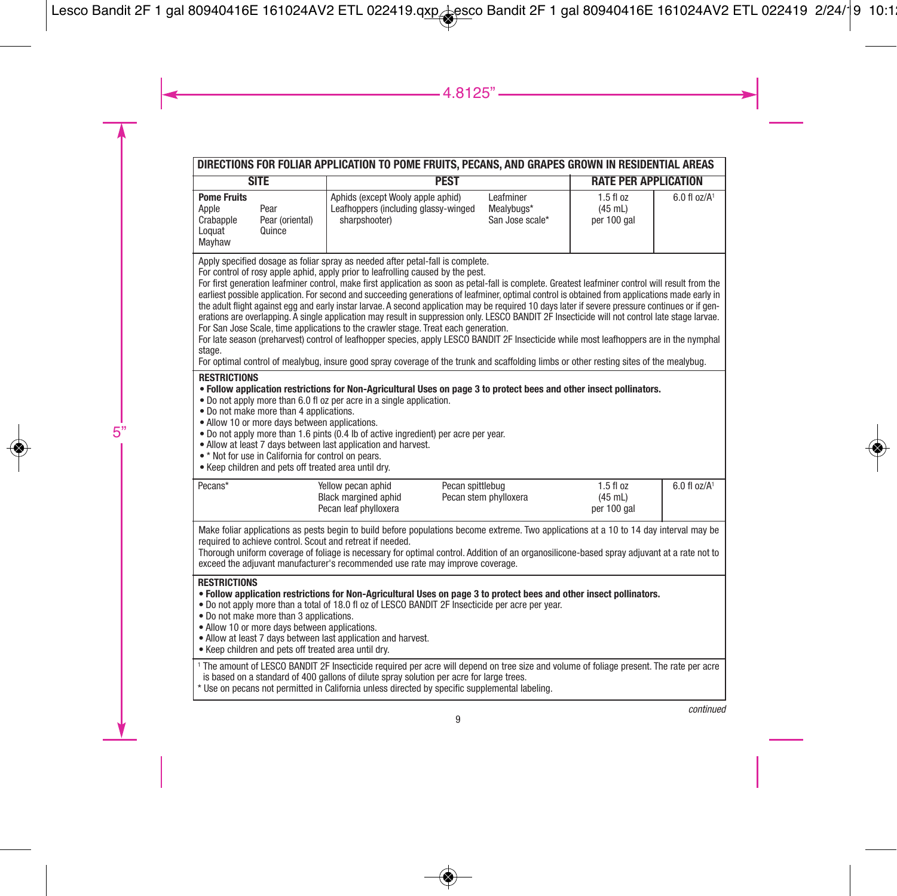## DIRECTIONS FOR FOLIAR APPLICATION TO POME FRUITS, PECANS, AND GRAPES GROWN IN RESIDENTIAL AREAS

| SITE | PEST | RATE PER APPLICATION | |
|---|---|---|---|
| **Pome Fruits** Apple, Crabapple, Loquat, Mayhaw, Pear, Pear (oriental), Quince | Aphids (except Wooly apple aphid), Leafhoppers (including glassy-winged sharpshooter), Leafminer, Mealybugs*, San Jose scale* | 1.5 fl oz (45 mL) per 100 gal | 6.0 fl oz/A[1] |

Apply specified dosage as foliar spray as needed after petal-fall is complete.
For control of rosy apple aphid, apply prior to leafrolling caused by the pest.
For first generation leafminer control, make first application as soon as petal-fall is complete. Greatest leafminer control will result from the earliest possible application. For second and succeeding generations of leafminer, optimal control is obtained from applications made early in the adult flight against egg and early instar larvae. A second application may be required 10 days later if severe pressure continues or if generations are overlapping. A single application may result in suppression only. LESCO BANDIT 2F Insecticide will not control late stage larvae.
For San Jose Scale, time applications to the crawler stage. Treat each generation.
For late season (preharvest) control of leafhopper species, apply LESCO BANDIT 2F Insecticide while most leafhoppers are in the nymphal stage.
For optimal control of mealybug, insure good spray coverage of the trunk and scaffolding limbs or other resting sites of the mealybug.

**RESTRICTIONS**
- **Follow application restrictions for Non-Agricultural Uses on page 3 to protect bees and other insect pollinators.**
- Do not apply more than 6.0 fl oz per acre in a single application.
- Do not make more than 4 applications.
- Allow 10 or more days between applications.
- Do not apply more than 1.6 pints (0.4 lb of active ingredient) per acre per year.
- Allow at least 7 days between last application and harvest.
- * Not for use in California for control on pears.
- Keep children and pets off treated area until dry.

| SITE | PEST | RATE PER APPLICATION | |
|---|---|---|---|
| Pecans* | Yellow pecan aphid, Black margined aphid, Pecan leaf phylloxera, Pecan spittlebug, Pecan stem phylloxera | 1.5 fl oz (45 mL) per 100 gal | 6.0 fl oz/A[1] |

Make foliar applications as pests begin to build before populations become extreme. Two applications at a 10 to 14 day interval may be required to achieve control. Scout and retreat if needed.
Thorough uniform coverage of foliage is necessary for optimal control. Addition of an organosilicone-based spray adjuvant at a rate not to exceed the adjuvant manufacturer's recommended use rate may improve coverage.

**RESTRICTIONS**
- **Follow application restrictions for Non-Agricultural Uses on page 3 to protect bees and other insect pollinators.**
- Do not apply more than a total of 18.0 fl oz of LESCO BANDIT 2F Insecticide per acre per year.
- Do not make more than 3 applications.
- Allow 10 or more days between applications.
- Allow at least 7 days between last application and harvest.
- Keep children and pets off treated area until dry.

[1] The amount of LESCO BANDIT 2F Insecticide required per acre will depend on tree size and volume of foliage present. The rate per acre is based on a standard of 400 gallons of dilute spray solution per acre for large trees.
* Use on pecans not permitted in California unless directed by specific supplemental labeling.

*continued*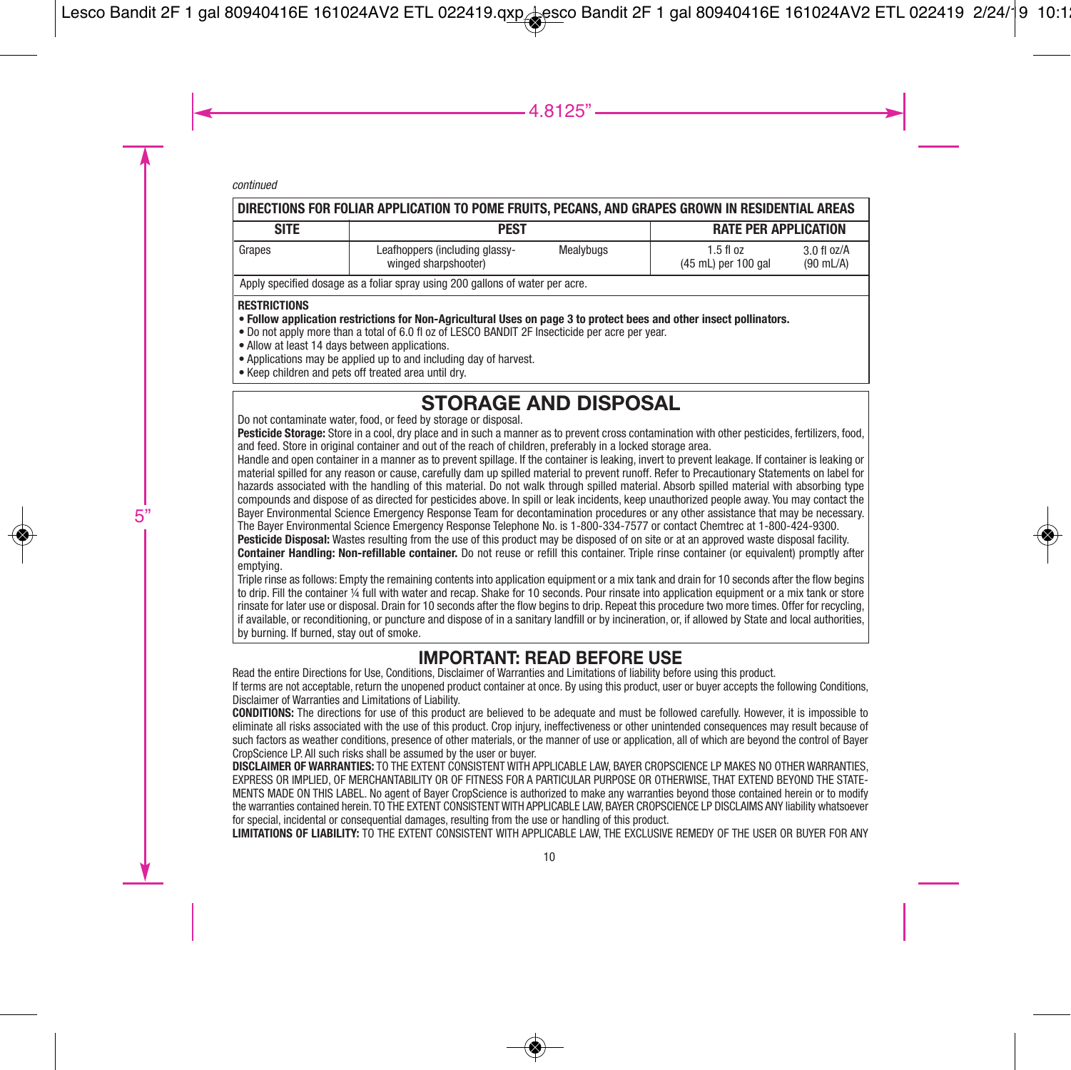*continued*

| DIRECTIONS FOR FOLIAR APPLICATION TO POME FRUITS, PECANS, AND GRAPES GROWN IN RESIDENTIAL AREAS | | | | |
|---|---|---|---|---|
| **SITE** | **PEST** | | **RATE PER APPLICATION** | |
| Grapes | Leafhoppers (including glassy-winged sharpshooter) | Mealybugs | 1.5 fl oz (45 mL) per 100 gal | 3.0 fl oz/A (90 mL/A) |
| Apply specified dosage as a foliar spray using 200 gallons of water per acre. | | | | |

**RESTRICTIONS**

- **Follow application restrictions for Non-Agricultural Uses on page 3 to protect bees and other insect pollinators.**
- Do not apply more than a total of 6.0 fl oz of LESCO BANDIT 2F Insecticide per acre per year.
- Allow at least 14 days between applications.
- Applications may be applied up to and including day of harvest.
- Keep children and pets off treated area until dry.

## STORAGE AND DISPOSAL

Do not contaminate water, food, or feed by storage or disposal.

**Pesticide Storage:** Store in a cool, dry place and in such a manner as to prevent cross contamination with other pesticides, fertilizers, food, and feed. Store in original container and out of the reach of children, preferably in a locked storage area.

Handle and open container in a manner as to prevent spillage. If the container is leaking, invert to prevent leakage. If container is leaking or material spilled for any reason or cause, carefully dam up spilled material to prevent runoff. Refer to Precautionary Statements on label for hazards associated with the handling of this material. Do not walk through spilled material. Absorb spilled material with absorbing type compounds and dispose of as directed for pesticides above. In spill or leak incidents, keep unauthorized people away. You may contact the Bayer Environmental Science Emergency Response Team for decontamination procedures or any other assistance that may be necessary. The Bayer Environmental Science Emergency Response Telephone No. is 1-800-334-7577 or contact Chemtrec at 1-800-424-9300.

**Pesticide Disposal:** Wastes resulting from the use of this product may be disposed of on site or at an approved waste disposal facility.

**Container Handling: Non-refillable container.** Do not reuse or refill this container. Triple rinse container (or equivalent) promptly after emptying.

Triple rinse as follows: Empty the remaining contents into application equipment or a mix tank and drain for 10 seconds after the flow begins to drip. Fill the container ¼ full with water and recap. Shake for 10 seconds. Pour rinsate into application equipment or a mix tank or store rinsate for later use or disposal. Drain for 10 seconds after the flow begins to drip. Repeat this procedure two more times. Offer for recycling, if available, or reconditioning, or puncture and dispose of in a sanitary landfill or by incineration, or, if allowed by State and local authorities, by burning. If burned, stay out of smoke.

## IMPORTANT: READ BEFORE USE

Read the entire Directions for Use, Conditions, Disclaimer of Warranties and Limitations of liability before using this product.

If terms are not acceptable, return the unopened product container at once. By using this product, user or buyer accepts the following Conditions, Disclaimer of Warranties and Limitations of Liability.

**CONDITIONS:** The directions for use of this product are believed to be adequate and must be followed carefully. However, it is impossible to eliminate all risks associated with the use of this product. Crop injury, ineffectiveness or other unintended consequences may result because of such factors as weather conditions, presence of other materials, or the manner of use or application, all of which are beyond the control of Bayer CropScience LP. All such risks shall be assumed by the user or buyer.

**DISCLAIMER OF WARRANTIES:** TO THE EXTENT CONSISTENT WITH APPLICABLE LAW, BAYER CROPSCIENCE LP MAKES NO OTHER WARRANTIES, EXPRESS OR IMPLIED, OF MERCHANTABILITY OR OF FITNESS FOR A PARTICULAR PURPOSE OR OTHERWISE, THAT EXTEND BEYOND THE STATEMENTS MADE ON THIS LABEL. No agent of Bayer CropScience is authorized to make any warranties beyond those contained herein or to modify the warranties contained herein. TO THE EXTENT CONSISTENT WITH APPLICABLE LAW, BAYER CROPSCIENCE LP DISCLAIMS ANY liability whatsoever for special, incidental or consequential damages, resulting from the use or handling of this product.

**LIMITATIONS OF LIABILITY:** TO THE EXTENT CONSISTENT WITH APPLICABLE LAW, THE EXCLUSIVE REMEDY OF THE USER OR BUYER FOR ANY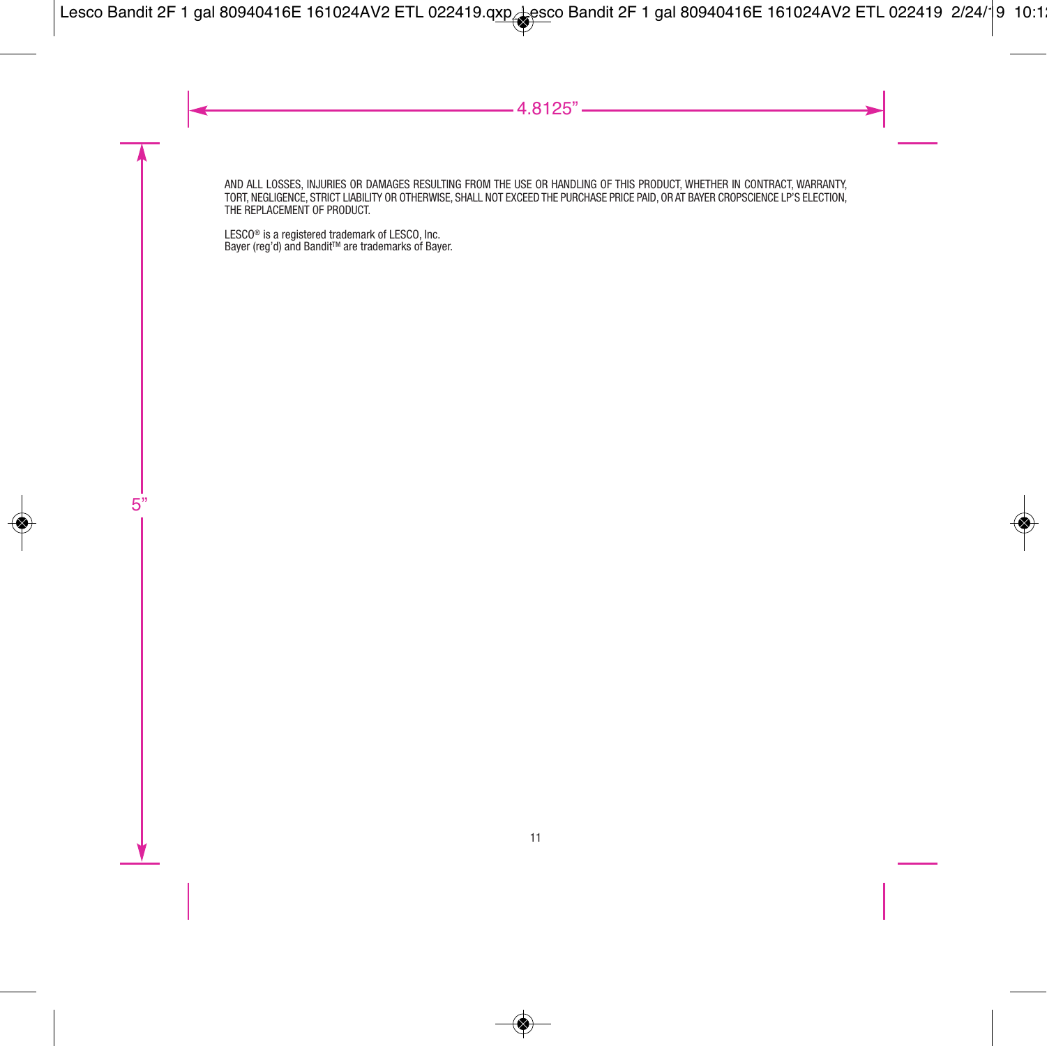AND ALL LOSSES, INJURIES OR DAMAGES RESULTING FROM THE USE OR HANDLING OF THIS PRODUCT, WHETHER IN CONTRACT, WARRANTY, TORT, NEGLIGENCE, STRICT LIABILITY OR OTHERWISE, SHALL NOT EXCEED THE PURCHASE PRICE PAID, OR AT BAYER CROPSCIENCE LP'S ELECTION, THE REPLACEMENT OF PRODUCT.

LESCO® is a registered trademark of LESCO, Inc.
Bayer (reg'd) and Bandit™ are trademarks of Bayer.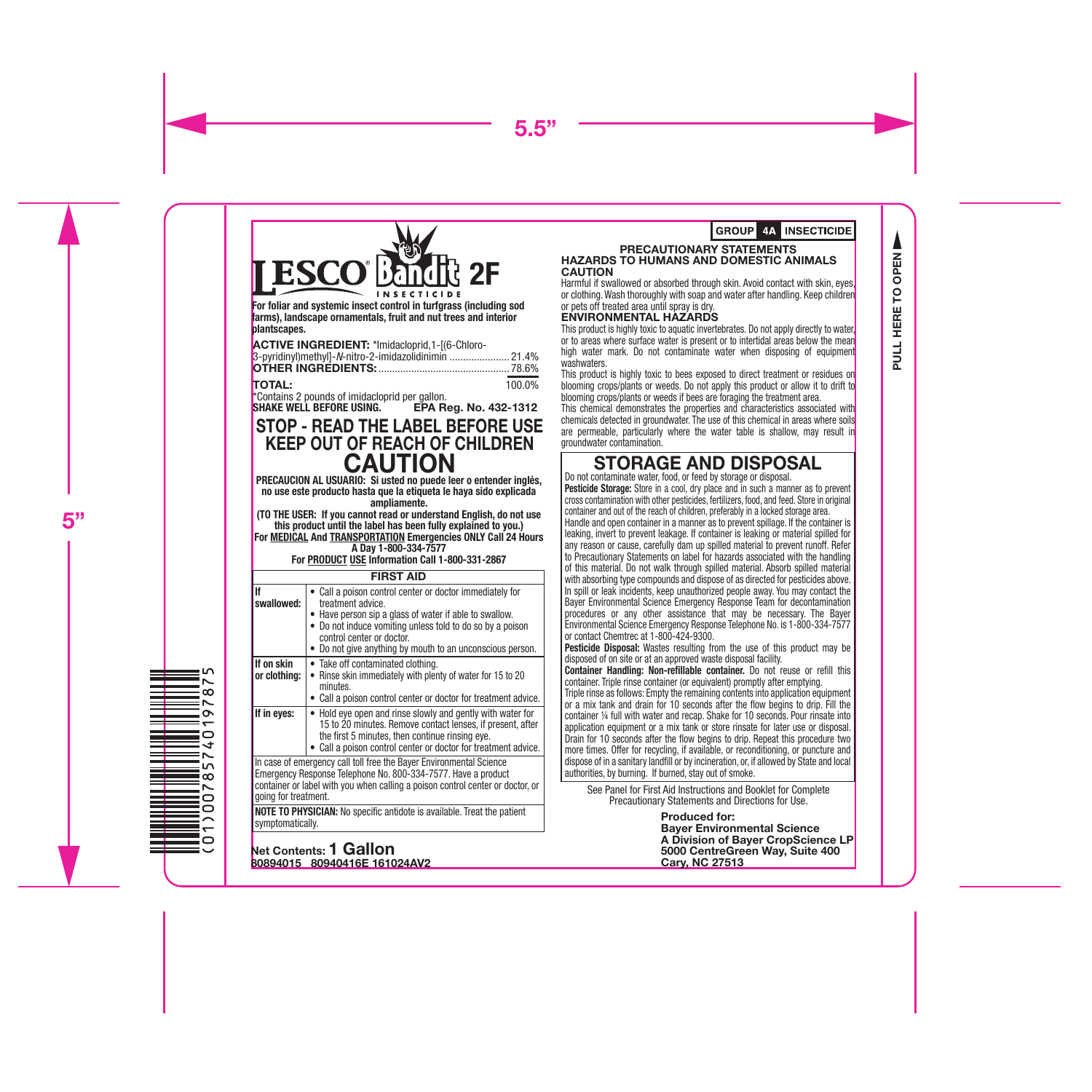# LESCO® Bandit 2F

INSECTICIDE

**For foliar and systemic insect control in turfgrass (including sod farms), landscape ornamentals, fruit and nut trees and interior plantscapes.**

| | |
|---|---|
| **ACTIVE INGREDIENT:** *Imidacloprid,1-[(6-Chloro-3-pyridinyl)methyl]-*N*-nitro-2-imidazolidinimin | 21.4% |
| **OTHER INGREDIENTS:** | 78.6% |
| **TOTAL:** | 100.0% |

*Contains 2 pounds of imidacloprid per gallon.

**SHAKE WELL BEFORE USING.** **EPA Reg. No. 432-1312**

## STOP - READ THE LABEL BEFORE USE
## KEEP OUT OF REACH OF CHILDREN
## CAUTION

**PRECAUCION AL USUARIO: Si usted no puede leer o entender inglés, no use este producto hasta que la etiqueta le haya sido explicada ampliamente.**

**(TO THE USER: If you cannot read or understand English, do not use this product until the label has been fully explained to you.)**

**For MEDICAL And TRANSPORTATION Emergencies ONLY Call 24 Hours A Day 1-800-334-7577**

**For PRODUCT USE Information Call 1-800-331-2867**

| FIRST AID | |
|---|---|
| **If swallowed:** | • Call a poison control center or doctor immediately for treatment advice.<br>• Have person sip a glass of water if able to swallow.<br>• Do not induce vomiting unless told to do so by a poison control center or doctor.<br>• Do not give anything by mouth to an unconscious person. |
| **If on skin or clothing:** | • Take off contaminated clothing.<br>• Rinse skin immediately with plenty of water for 15 to 20 minutes.<br>• Call a poison control center or doctor for treatment advice. |
| **If in eyes:** | • Hold eye open and rinse slowly and gently with water for 15 to 20 minutes. Remove contact lenses, if present, after the first 5 minutes, then continue rinsing eye.<br>• Call a poison control center or doctor for treatment advice. |

In case of emergency call toll free the Bayer Environmental Science Emergency Response Telephone No. 800-334-7577. Have a product container or label with you when calling a poison control center or doctor, or going for treatment.

**NOTE TO PHYSICIAN:** No specific antidote is available. Treat the patient symptomatically.

**Net Contents: 1 Gallon**

**80894015 80940416E 161024AV2**

(01)00785740197875

**GROUP 4A INSECTICIDE**

### PRECAUTIONARY STATEMENTS
### HAZARDS TO HUMANS AND DOMESTIC ANIMALS
**CAUTION**

Harmful if swallowed or absorbed through skin. Avoid contact with skin, eyes, or clothing. Wash thoroughly with soap and water after handling. Keep children or pets off treated area until spray is dry.

### ENVIRONMENTAL HAZARDS

This product is highly toxic to aquatic invertebrates. Do not apply directly to water, or to areas where surface water is present or to intertidal areas below the mean high water mark. Do not contaminate water when disposing of equipment washwaters.

This product is highly toxic to bees exposed to direct treatment or residues on blooming crops/plants or weeds. Do not apply this product or allow it to drift to blooming crops/plants or weeds if bees are foraging the treatment area.

This chemical demonstrates the properties and characteristics associated with chemicals detected in groundwater. The use of this chemical in areas where soils are permeable, particularly where the water table is shallow, may result in groundwater contamination.

## STORAGE AND DISPOSAL

Do not contaminate water, food, or feed by storage or disposal.

**Pesticide Storage:** Store in a cool, dry place and in such a manner as to prevent cross contamination with other pesticides, fertilizers, food, and feed. Store in original container and out of the reach of children, preferably in a locked storage area.

Handle and open container in a manner as to prevent spillage. If the container is leaking, invert to prevent leakage. If container is leaking or material spilled for any reason or cause, carefully dam up spilled material to prevent runoff. Refer to Precautionary Statements on label for hazards associated with the handling of this material. Do not walk through spilled material. Absorb spilled material with absorbing type compounds and dispose of as directed for pesticides above. In spill or leak incidents, keep unauthorized people away. You may contact the Bayer Environmental Science Emergency Response Team for decontamination procedures or any other assistance that may be necessary. The Bayer Environmental Science Emergency Response Telephone No. is 1-800-334-7577 or contact Chemtrec at 1-800-424-9300.

**Pesticide Disposal:** Wastes resulting from the use of this product may be disposed of on site or at an approved waste disposal facility.

**Container Handling: Non-refillable container.** Do not reuse or refill this container. Triple rinse container (or equivalent) promptly after emptying.

Triple rinse as follows: Empty the remaining contents into application equipment or a mix tank and drain for 10 seconds after the flow begins to drip. Fill the container ¼ full with water and recap. Shake for 10 seconds. Pour rinsate into application equipment or a mix tank or store rinsate for later use or disposal. Drain for 10 seconds after the flow begins to drip. Repeat this procedure two more times. Offer for recycling, if available, or reconditioning, or puncture and dispose of in a sanitary landfill or by incineration, or, if allowed by State and local authorities, by burning. If burned, stay out of smoke.

See Panel for First Aid Instructions and Booklet for Complete Precautionary Statements and Directions for Use.

**Produced for:**
**Bayer Environmental Science**
**A Division of Bayer CropScience LP**
**5000 CentreGreen Way, Suite 400**
**Cary, NC 27513**

PULL HERE TO OPEN